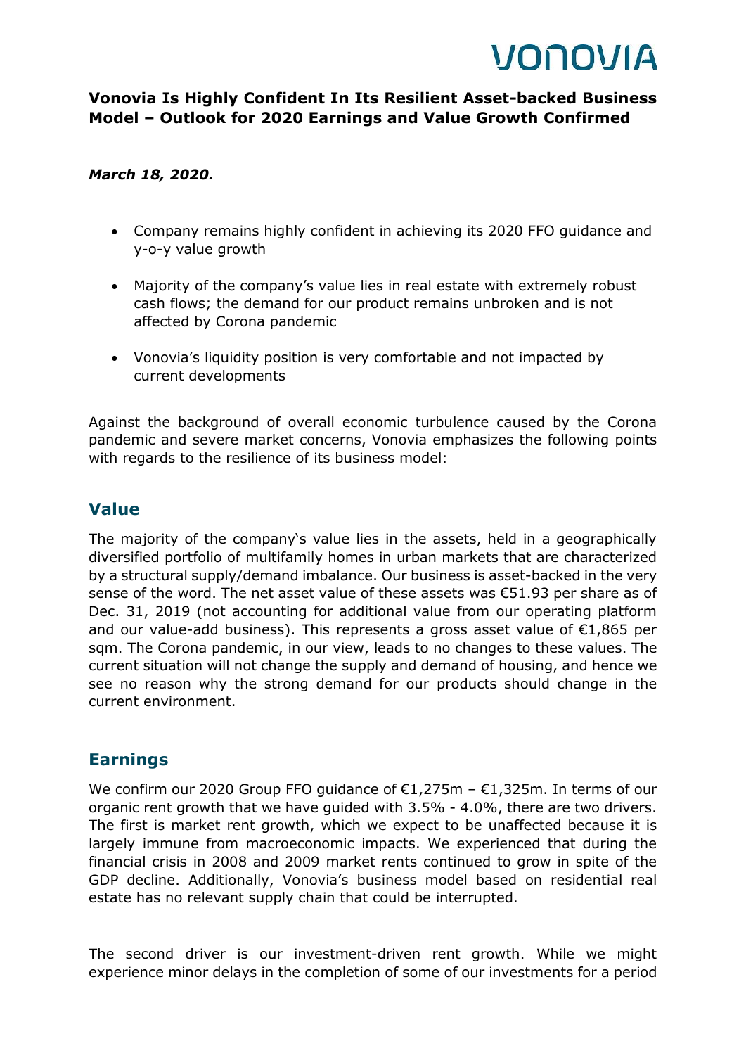# Vonovia Is Highly Confident In Its Resilient Asset-backed Business Model – Outlook for 2020 Earnings and Value Growth Confirmed

***March 18, 2020.***

- Company remains highly confident in achieving its 2020 FFO guidance and y-o-y value growth
- Majority of the company's value lies in real estate with extremely robust cash flows; the demand for our product remains unbroken and is not affected by Corona pandemic
- Vonovia's liquidity position is very comfortable and not impacted by current developments

Against the background of overall economic turbulence caused by the Corona pandemic and severe market concerns, Vonovia emphasizes the following points with regards to the resilience of its business model:

## Value

The majority of the company's value lies in the assets, held in a geographically diversified portfolio of multifamily homes in urban markets that are characterized by a structural supply/demand imbalance. Our business is asset-backed in the very sense of the word. The net asset value of these assets was €51.93 per share as of Dec. 31, 2019 (not accounting for additional value from our operating platform and our value-add business). This represents a gross asset value of €1,865 per sqm. The Corona pandemic, in our view, leads to no changes to these values. The current situation will not change the supply and demand of housing, and hence we see no reason why the strong demand for our products should change in the current environment.

## Earnings

We confirm our 2020 Group FFO guidance of €1,275m – €1,325m. In terms of our organic rent growth that we have guided with 3.5% - 4.0%, there are two drivers. The first is market rent growth, which we expect to be unaffected because it is largely immune from macroeconomic impacts. We experienced that during the financial crisis in 2008 and 2009 market rents continued to grow in spite of the GDP decline. Additionally, Vonovia's business model based on residential real estate has no relevant supply chain that could be interrupted.

The second driver is our investment-driven rent growth. While we might experience minor delays in the completion of some of our investments for a period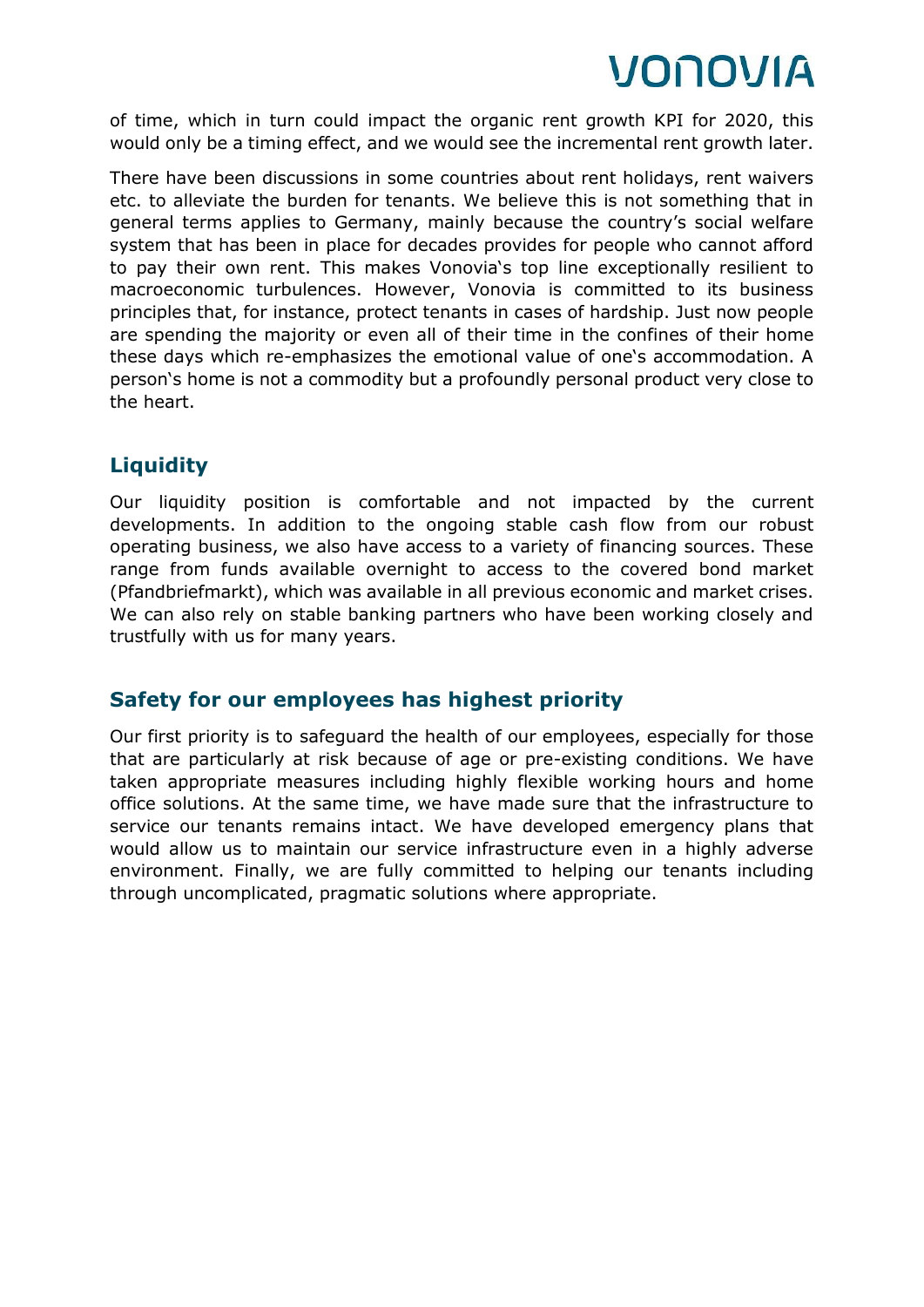of time, which in turn could impact the organic rent growth KPI for 2020, this would only be a timing effect, and we would see the incremental rent growth later.

There have been discussions in some countries about rent holidays, rent waivers etc. to alleviate the burden for tenants. We believe this is not something that in general terms applies to Germany, mainly because the country's social welfare system that has been in place for decades provides for people who cannot afford to pay their own rent. This makes Vonovia's top line exceptionally resilient to macroeconomic turbulences. However, Vonovia is committed to its business principles that, for instance, protect tenants in cases of hardship. Just now people are spending the majority or even all of their time in the confines of their home these days which re-emphasizes the emotional value of one's accommodation. A person's home is not a commodity but a profoundly personal product very close to the heart.

## Liquidity

Our liquidity position is comfortable and not impacted by the current developments. In addition to the ongoing stable cash flow from our robust operating business, we also have access to a variety of financing sources. These range from funds available overnight to access to the covered bond market (Pfandbriefmarkt), which was available in all previous economic and market crises. We can also rely on stable banking partners who have been working closely and trustfully with us for many years.

## Safety for our employees has highest priority

Our first priority is to safeguard the health of our employees, especially for those that are particularly at risk because of age or pre-existing conditions. We have taken appropriate measures including highly flexible working hours and home office solutions. At the same time, we have made sure that the infrastructure to service our tenants remains intact. We have developed emergency plans that would allow us to maintain our service infrastructure even in a highly adverse environment. Finally, we are fully committed to helping our tenants including through uncomplicated, pragmatic solutions where appropriate.